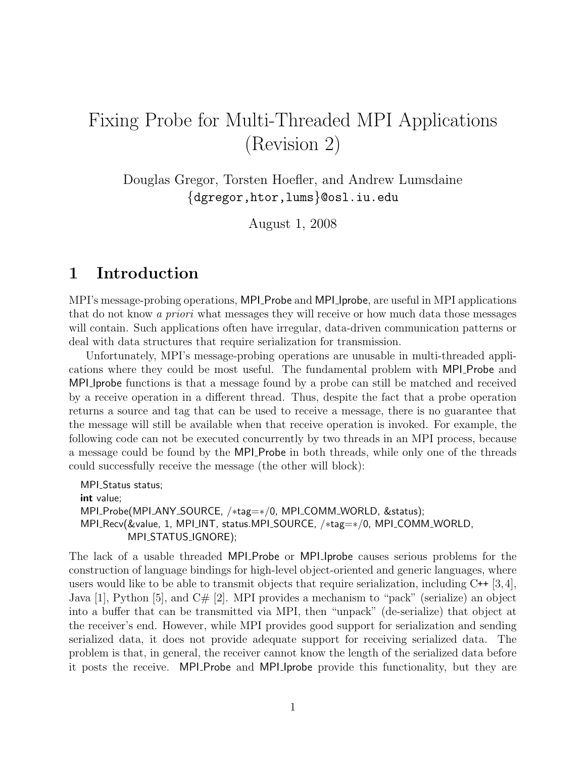# Fixing Probe for Multi-Threaded MPI Applications (Revision 2)

Douglas Gregor, Torsten Hoefler, and Andrew Lumsdaine
{dgregor,htor,lums}@osl.iu.edu

August 1, 2008

## 1 Introduction

MPI's message-probing operations, MPI_Probe and MPI_Iprobe, are useful in MPI applications that do not know *a priori* what messages they will receive or how much data those messages will contain. Such applications often have irregular, data-driven communication patterns or deal with data structures that require serialization for transmission.

Unfortunately, MPI's message-probing operations are unusable in multi-threaded applications where they could be most useful. The fundamental problem with MPI_Probe and MPI_Iprobe functions is that a message found by a probe can still be matched and received by a receive operation in a different thread. Thus, despite the fact that a probe operation returns a source and tag that can be used to receive a message, there is no guarantee that the message will still be available when that receive operation is invoked. For example, the following code can not be executed concurrently by two threads in an MPI process, because a message could be found by the MPI_Probe in both threads, while only one of the threads could successfully receive the message (the other will block):

```
MPI_Status status;
int value;
MPI_Probe(MPI_ANY_SOURCE, /*tag=*/0, MPI_COMM_WORLD, &status);
MPI_Recv(&value, 1, MPI_INT, status.MPI_SOURCE, /*tag=*/0, MPI_COMM_WORLD,
         MPI_STATUS_IGNORE);
```

The lack of a usable threaded MPI_Probe or MPI_Iprobe causes serious problems for the construction of language bindings for high-level object-oriented and generic languages, where users would like to be able to transmit objects that require serialization, including C++ [3,4], Java [1], Python [5], and C# [2]. MPI provides a mechanism to "pack" (serialize) an object into a buffer that can be transmitted via MPI, then "unpack" (de-serialize) that object at the receiver's end. However, while MPI provides good support for serialization and sending serialized data, it does not provide adequate support for receiving serialized data. The problem is that, in general, the receiver cannot know the length of the serialized data before it posts the receive. MPI_Probe and MPI_Iprobe provide this functionality, but they are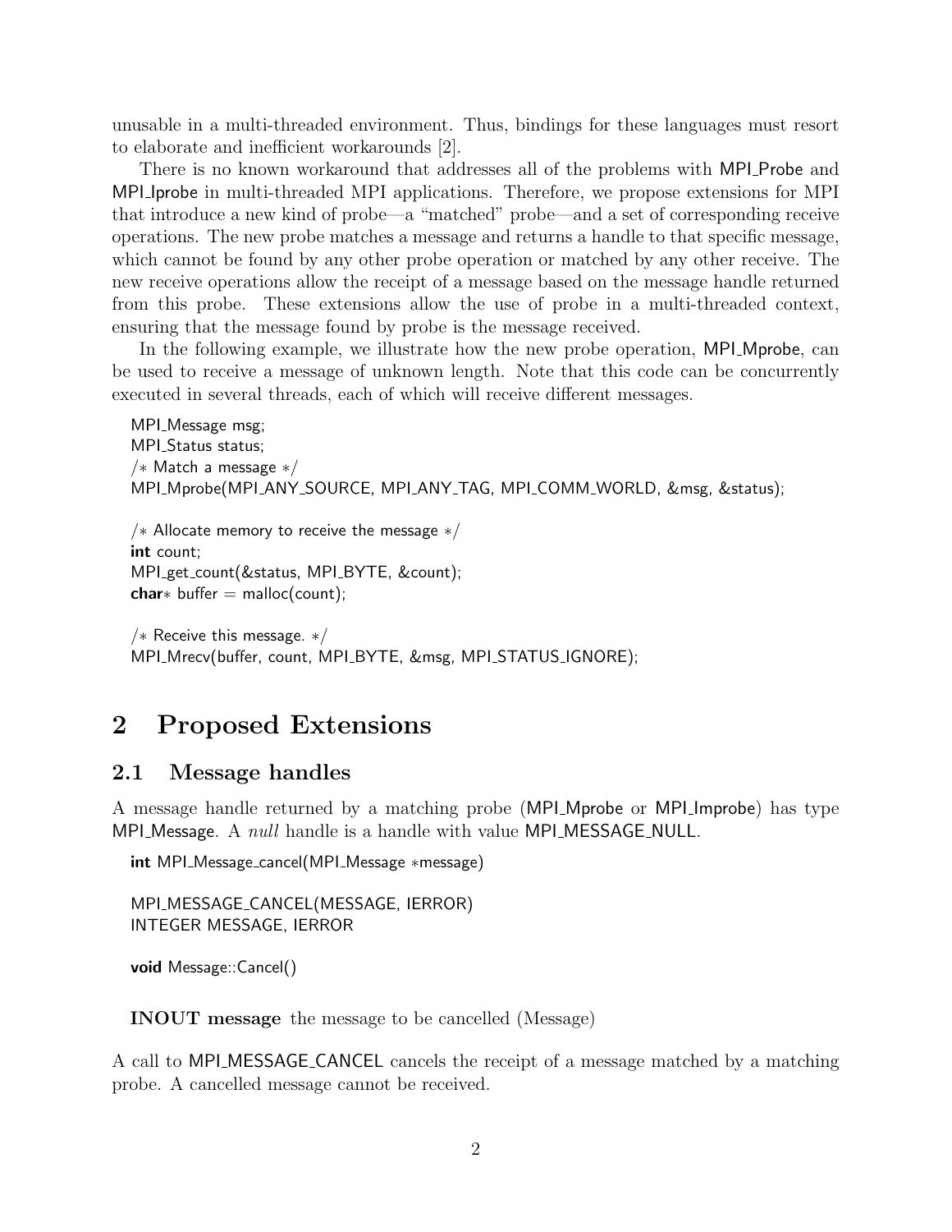unusable in a multi-threaded environment. Thus, bindings for these languages must resort to elaborate and inefficient workarounds [2].

There is no known workaround that addresses all of the problems with MPI_Probe and MPI_Iprobe in multi-threaded MPI applications. Therefore, we propose extensions for MPI that introduce a new kind of probe—a "matched" probe—and a set of corresponding receive operations. The new probe matches a message and returns a handle to that specific message, which cannot be found by any other probe operation or matched by any other receive. The new receive operations allow the receipt of a message based on the message handle returned from this probe. These extensions allow the use of probe in a multi-threaded context, ensuring that the message found by probe is the message received.

In the following example, we illustrate how the new probe operation, MPI_Mprobe, can be used to receive a message of unknown length. Note that this code can be concurrently executed in several threads, each of which will receive different messages.

```
MPI_Message msg;
MPI_Status status;
/* Match a message */
MPI_Mprobe(MPI_ANY_SOURCE, MPI_ANY_TAG, MPI_COMM_WORLD, &msg, &status);

/* Allocate memory to receive the message */
int count;
MPI_get_count(&status, MPI_BYTE, &count);
char* buffer = malloc(count);

/* Receive this message. */
MPI_Mrecv(buffer, count, MPI_BYTE, &msg, MPI_STATUS_IGNORE);
```

# 2 Proposed Extensions

## 2.1 Message handles

A message handle returned by a matching probe (MPI_Mprobe or MPI_Improbe) has type MPI_Message. A *null* handle is a handle with value MPI_MESSAGE_NULL.

```
int MPI_Message_cancel(MPI_Message *message)

MPI_MESSAGE_CANCEL(MESSAGE, IERROR)
INTEGER MESSAGE, IERROR

void Message::Cancel()
```

**INOUT message** the message to be cancelled (Message)

A call to MPI_MESSAGE_CANCEL cancels the receipt of a message matched by a matching probe. A cancelled message cannot be received.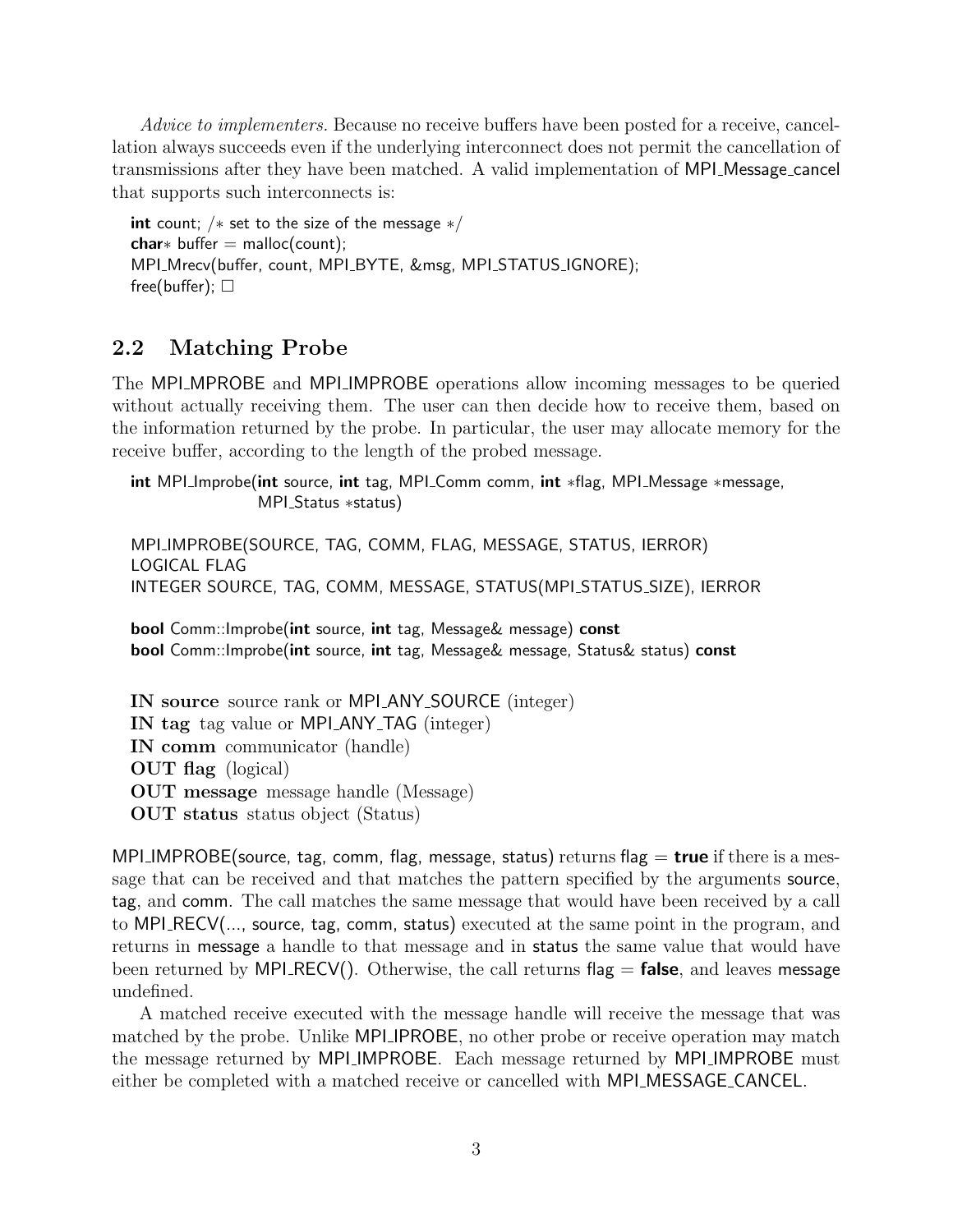*Advice to implementers.* Because no receive buffers have been posted for a receive, cancellation always succeeds even if the underlying interconnect does not permit the cancellation of transmissions after they have been matched. A valid implementation of MPI_Message_cancel that supports such interconnects is:

```
int count; /* set to the size of the message */
char* buffer = malloc(count);
MPI_Mrecv(buffer, count, MPI_BYTE, &msg, MPI_STATUS_IGNORE);
free(buffer);
```

□

## 2.2 Matching Probe

The MPI_MPROBE and MPI_IMPROBE operations allow incoming messages to be queried without actually receiving them. The user can then decide how to receive them, based on the information returned by the probe. In particular, the user may allocate memory for the receive buffer, according to the length of the probed message.

```
int MPI_Improbe(int source, int tag, MPI_Comm comm, int *flag, MPI_Message *message,
                MPI_Status *status)
```

```
MPI_IMPROBE(SOURCE, TAG, COMM, FLAG, MESSAGE, STATUS, IERROR)
LOGICAL FLAG
INTEGER SOURCE, TAG, COMM, MESSAGE, STATUS(MPI_STATUS_SIZE), IERROR
```

```
bool Comm::Improbe(int source, int tag, Message& message) const
bool Comm::Improbe(int source, int tag, Message& message, Status& status) const
```

**IN source** source rank or MPI_ANY_SOURCE (integer)
**IN tag** tag value or MPI_ANY_TAG (integer)
**IN comm** communicator (handle)
**OUT flag** (logical)
**OUT message** message handle (Message)
**OUT status** status object (Status)

MPI_IMPROBE(source, tag, comm, flag, message, status) returns flag = **true** if there is a message that can be received and that matches the pattern specified by the arguments source, tag, and comm. The call matches the same message that would have been received by a call to MPI_RECV(..., source, tag, comm, status) executed at the same point in the program, and returns in message a handle to that message and in status the same value that would have been returned by MPI_RECV(). Otherwise, the call returns flag = **false**, and leaves message undefined.

A matched receive executed with the message handle will receive the message that was matched by the probe. Unlike MPI_IPROBE, no other probe or receive operation may match the message returned by MPI_IMPROBE. Each message returned by MPI_IMPROBE must either be completed with a matched receive or cancelled with MPI_MESSAGE_CANCEL.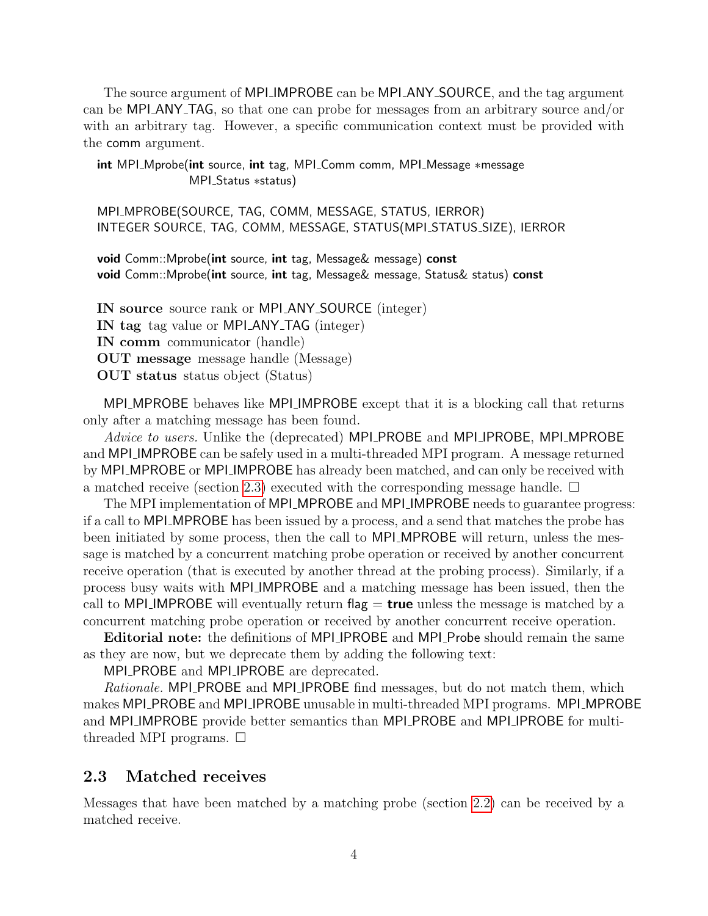The source argument of MPI_IMPROBE can be MPI_ANY_SOURCE, and the tag argument can be MPI_ANY_TAG, so that one can probe for messages from an arbitrary source and/or with an arbitrary tag. However, a specific communication context must be provided with the comm argument.

```
int MPI_Mprobe(int source, int tag, MPI_Comm comm, MPI_Message *message
               MPI_Status *status)

MPI_MPROBE(SOURCE, TAG, COMM, MESSAGE, STATUS, IERROR)
INTEGER SOURCE, TAG, COMM, MESSAGE, STATUS(MPI_STATUS_SIZE), IERROR

void Comm::Mprobe(int source, int tag, Message& message) const
void Comm::Mprobe(int source, int tag, Message& message, Status& status) const
```

**IN source** source rank or MPI_ANY_SOURCE (integer)
**IN tag** tag value or MPI_ANY_TAG (integer)
**IN comm** communicator (handle)
**OUT message** message handle (Message)
**OUT status** status object (Status)

MPI_MPROBE behaves like MPI_IMPROBE except that it is a blocking call that returns only after a matching message has been found.

*Advice to users.* Unlike the (deprecated) MPI_PROBE and MPI_IPROBE, MPI_MPROBE and MPI_IMPROBE can be safely used in a multi-threaded MPI program. A message returned by MPI_MPROBE or MPI_IMPROBE has already been matched, and can only be received with a matched receive (section 2.3) executed with the corresponding message handle. □

The MPI implementation of MPI_MPROBE and MPI_IMPROBE needs to guarantee progress: if a call to MPI_MPROBE has been issued by a process, and a send that matches the probe has been initiated by some process, then the call to MPI_MPROBE will return, unless the message is matched by a concurrent matching probe operation or received by another concurrent receive operation (that is executed by another thread at the probing process). Similarly, if a process busy waits with MPI_IMPROBE and a matching message has been issued, then the call to MPI_IMPROBE will eventually return flag = **true** unless the message is matched by a concurrent matching probe operation or received by another concurrent receive operation.

**Editorial note:** the definitions of MPI_IPROBE and MPI_Probe should remain the same as they are now, but we deprecate them by adding the following text:

MPI_PROBE and MPI_IPROBE are deprecated.

*Rationale.* MPI_PROBE and MPI_IPROBE find messages, but do not match them, which makes MPI_PROBE and MPI_IPROBE unusable in multi-threaded MPI programs. MPI_MPROBE and MPI_IMPROBE provide better semantics than MPI_PROBE and MPI_IPROBE for multi-threaded MPI programs. □

## 2.3 Matched receives

Messages that have been matched by a matching probe (section 2.2) can be received by a matched receive.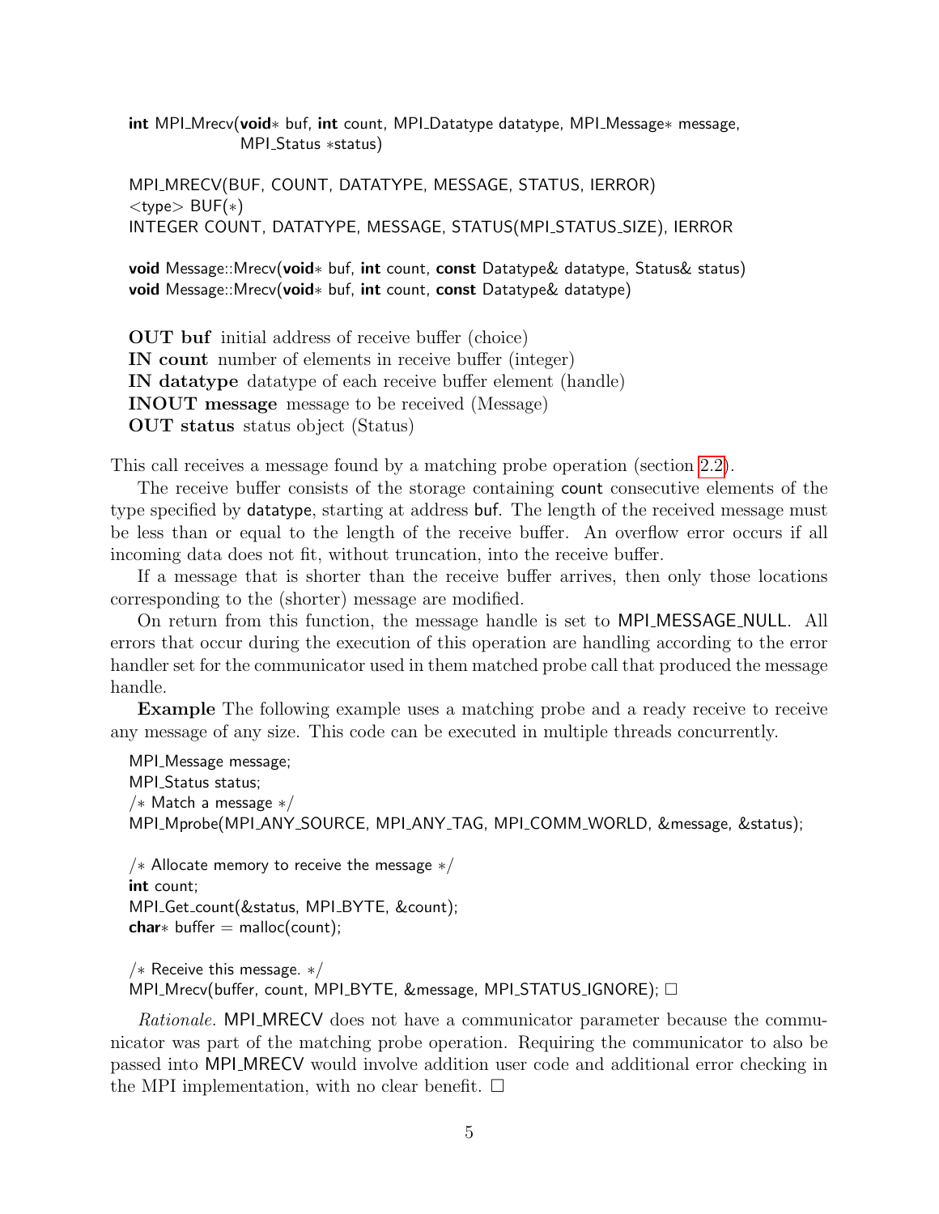```
int MPI_Mrecv(void* buf, int count, MPI_Datatype datatype, MPI_Message* message,
              MPI_Status *status)
```

```
MPI_MRECV(BUF, COUNT, DATATYPE, MESSAGE, STATUS, IERROR)
<type> BUF(*)
INTEGER COUNT, DATATYPE, MESSAGE, STATUS(MPI_STATUS_SIZE), IERROR
```

```
void Message::Mrecv(void* buf, int count, const Datatype& datatype, Status& status)
void Message::Mrecv(void* buf, int count, const Datatype& datatype)
```

**OUT buf** initial address of receive buffer (choice)
**IN count** number of elements in receive buffer (integer)
**IN datatype** datatype of each receive buffer element (handle)
**INOUT message** message to be received (Message)
**OUT status** status object (Status)

This call receives a message found by a matching probe operation (section 2.2).

The receive buffer consists of the storage containing count consecutive elements of the type specified by datatype, starting at address buf. The length of the received message must be less than or equal to the length of the receive buffer. An overflow error occurs if all incoming data does not fit, without truncation, into the receive buffer.

If a message that is shorter than the receive buffer arrives, then only those locations corresponding to the (shorter) message are modified.

On return from this function, the message handle is set to MPI_MESSAGE_NULL. All errors that occur during the execution of this operation are handling according to the error handler set for the communicator used in them matched probe call that produced the message handle.

**Example** The following example uses a matching probe and a ready receive to receive any message of any size. This code can be executed in multiple threads concurrently.

```
MPI_Message message;
MPI_Status status;
/* Match a message */
MPI_Mprobe(MPI_ANY_SOURCE, MPI_ANY_TAG, MPI_COMM_WORLD, &message, &status);

/* Allocate memory to receive the message */
int count;
MPI_Get_count(&status, MPI_BYTE, &count);
char* buffer = malloc(count);

/* Receive this message. */
MPI_Mrecv(buffer, count, MPI_BYTE, &message, MPI_STATUS_IGNORE);
```
□

*Rationale.* MPI_MRECV does not have a communicator parameter because the communicator was part of the matching probe operation. Requiring the communicator to also be passed into MPI_MRECV would involve addition user code and additional error checking in the MPI implementation, with no clear benefit. □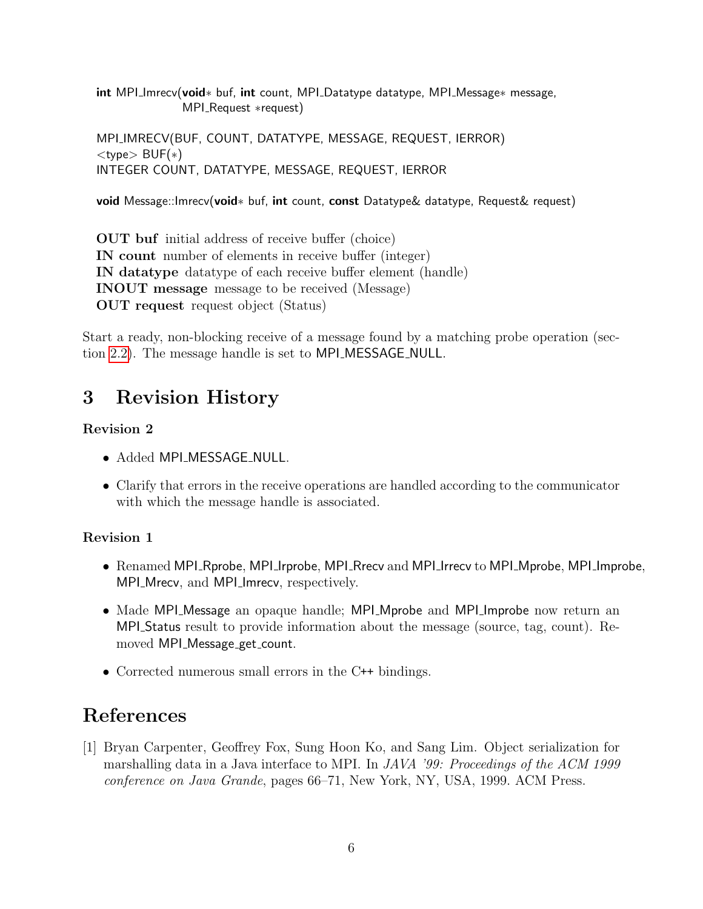```
int MPI_Imrecv(void* buf, int count, MPI_Datatype datatype, MPI_Message* message,
               MPI_Request *request)

MPI_IMRECV(BUF, COUNT, DATATYPE, MESSAGE, REQUEST, IERROR)
<type> BUF(*)
INTEGER COUNT, DATATYPE, MESSAGE, REQUEST, IERROR

void Message::Imrecv(void* buf, int count, const Datatype& datatype, Request& request)
```

**OUT buf** initial address of receive buffer (choice)
**IN count** number of elements in receive buffer (integer)
**IN datatype** datatype of each receive buffer element (handle)
**INOUT message** message to be received (Message)
**OUT request** request object (Status)

Start a ready, non-blocking receive of a message found by a matching probe operation (section 2.2). The message handle is set to MPI_MESSAGE_NULL.

# 3 Revision History

### Revision 2

- Added MPI_MESSAGE_NULL.
- Clarify that errors in the receive operations are handled according to the communicator with which the message handle is associated.

### Revision 1

- Renamed MPI_Rprobe, MPI_Irprobe, MPI_Rrecv and MPI_Irrecv to MPI_Mprobe, MPI_Improbe, MPI_Mrecv, and MPI_Imrecv, respectively.
- Made MPI_Message an opaque handle; MPI_Mprobe and MPI_Improbe now return an MPI_Status result to provide information about the message (source, tag, count). Removed MPI_Message_get_count.
- Corrected numerous small errors in the C++ bindings.

# References

[1] Bryan Carpenter, Geoffrey Fox, Sung Hoon Ko, and Sang Lim. Object serialization for marshalling data in a Java interface to MPI. In *JAVA '99: Proceedings of the ACM 1999 conference on Java Grande*, pages 66–71, New York, NY, USA, 1999. ACM Press.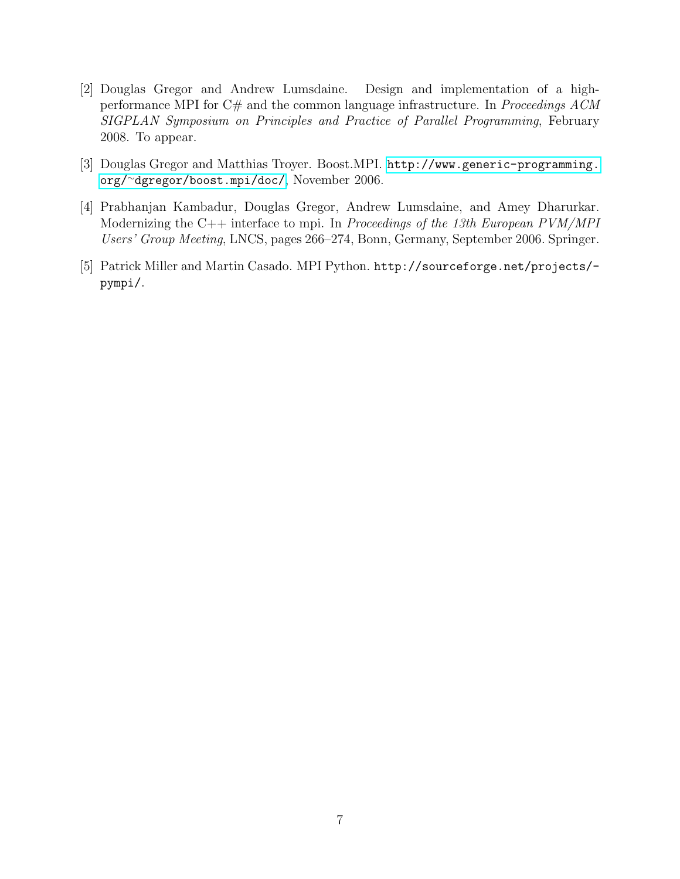[2] Douglas Gregor and Andrew Lumsdaine. Design and implementation of a high-performance MPI for C# and the common language infrastructure. In *Proceedings ACM SIGPLAN Symposium on Principles and Practice of Parallel Programming*, February 2008. To appear.

[3] Douglas Gregor and Matthias Troyer. Boost.MPI. `http://www.generic-programming.org/~dgregor/boost.mpi/doc/`, November 2006.

[4] Prabhanjan Kambadur, Douglas Gregor, Andrew Lumsdaine, and Amey Dharurkar. Modernizing the C++ interface to mpi. In *Proceedings of the 13th European PVM/MPI Users' Group Meeting*, LNCS, pages 266–274, Bonn, Germany, September 2006. Springer.

[5] Patrick Miller and Martin Casado. MPI Python. `http://sourceforge.net/projects/-pympi/`.